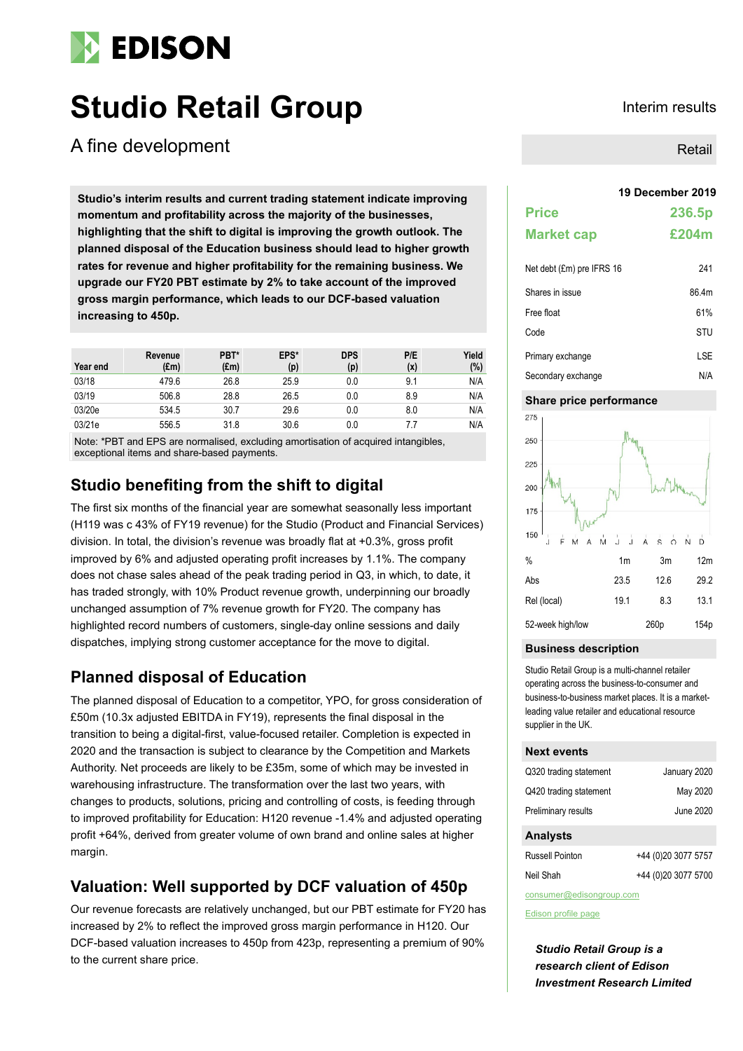# EDISON

# Studio Retail Group

A fine development

Interim results

Retail

**Studio's interim results and current trading statement indicate improving momentum and profitability across the majority of the businesses, highlighting that the shift to digital is improving the growth outlook. The planned disposal of the Education business should lead to higher growth rates for revenue and higher profitability for the remaining business. We upgrade our FY20 PBT estimate by 2% to take account of the improved gross margin performance, which leads to our DCF-based valuation increasing to 450p.**

| Year end | Revenue (£m) | PBT* (£m) | EPS* (p) | DPS (p) | P/E (x) | Yield (%) |
|---|---|---|---|---|---|---|
| 03/18 | 479.6 | 26.8 | 25.9 | 0.0 | 9.1 | N/A |
| 03/19 | 506.8 | 28.8 | 26.5 | 0.0 | 8.9 | N/A |
| 03/20e | 534.5 | 30.7 | 29.6 | 0.0 | 8.0 | N/A |
| 03/21e | 556.5 | 31.8 | 30.6 | 0.0 | 7.7 | N/A |

Note: *PBT and EPS are normalised, excluding amortisation of acquired intangibles, exceptional items and share-based payments.

## Studio benefiting from the shift to digital

The first six months of the financial year are somewhat seasonally less important (H119 was c 43% of FY19 revenue) for the Studio (Product and Financial Services) division. In total, the division's revenue was broadly flat at +0.3%, gross profit improved by 6% and adjusted operating profit increases by 1.1%. The company does not chase sales ahead of the peak trading period in Q3, in which, to date, it has traded strongly, with 10% Product revenue growth, underpinning our broadly unchanged assumption of 7% revenue growth for FY20. The company has highlighted record numbers of customers, single-day online sessions and daily dispatches, implying strong customer acceptance for the move to digital.

## Planned disposal of Education

The planned disposal of Education to a competitor, YPO, for gross consideration of £50m (10.3x adjusted EBITDA in FY19), represents the final disposal in the transition to being a digital-first, value-focused retailer. Completion is expected in 2020 and the transaction is subject to clearance by the Competition and Markets Authority. Net proceeds are likely to be £35m, some of which may be invested in warehousing infrastructure. The transformation over the last two years, with changes to products, solutions, pricing and controlling of costs, is feeding through to improved profitability for Education: H120 revenue -1.4% and adjusted operating profit +64%, derived from greater volume of own brand and online sales at higher margin.

## Valuation: Well supported by DCF valuation of 450p

Our revenue forecasts are relatively unchanged, but our PBT estimate for FY20 has increased by 2% to reflect the improved gross margin performance in H120. Our DCF-based valuation increases to 450p from 423p, representing a premium of 90% to the current share price.

**19 December 2019**

| | |
|---|---|
| **Price** | **236.5p** |
| **Market cap** | **£204m** |

| | |
|---|---|
| Net debt (£m) pre IFRS 16 | 241 |
| Shares in issue | 86.4m |
| Free float | 61% |
| Code | STU |
| Primary exchange | LSE |
| Secondary exchange | N/A |

### Share price performance

| % | 1m | 3m | 12m |
|---|---|---|---|
| Abs | 23.5 | 12.6 | 29.2 |
| Rel (local) | 19.1 | 8.3 | 13.1 |
| 52-week high/low | | 260p | 154p |

### Business description

Studio Retail Group is a multi-channel retailer operating across the business-to-consumer and business-to-business market places. It is a market-leading value retailer and educational resource supplier in the UK.

### Next events

| | |
|---|---|
| Q320 trading statement | January 2020 |
| Q420 trading statement | May 2020 |
| Preliminary results | June 2020 |

### Analysts

| | |
|---|---|
| Russell Pointon | +44 (0)20 3077 5757 |
| Neil Shah | +44 (0)20 3077 5700 |

consumer@edisongroup.com

Edison profile page

***Studio Retail Group is a research client of Edison Investment Research Limited***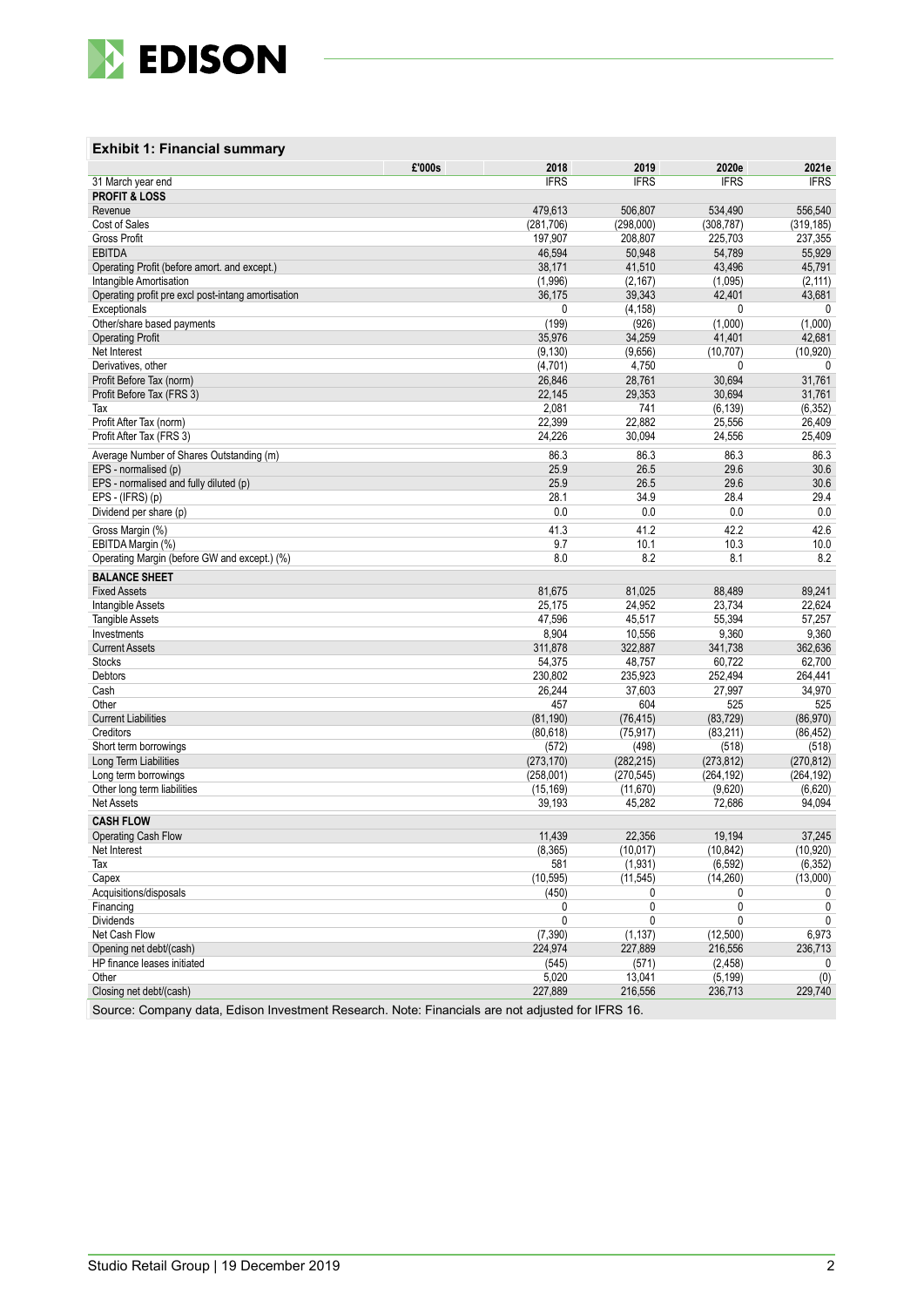## Exhibit 1: Financial summary

| £'000s | 2018 | 2019 | 2020e | 2021e |
|---|---|---|---|---|
| 31 March year end | IFRS | IFRS | IFRS | IFRS |
| **PROFIT & LOSS** | | | | |
| Revenue | 479,613 | 506,807 | 534,490 | 556,540 |
| Cost of Sales | (281,706) | (298,000) | (308,787) | (319,185) |
| Gross Profit | 197,907 | 208,807 | 225,703 | 237,355 |
| EBITDA | 46,594 | 50,948 | 54,789 | 55,929 |
| Operating Profit (before amort. and except.) | 38,171 | 41,510 | 43,496 | 45,791 |
| Intangible Amortisation | (1,996) | (2,167) | (1,095) | (2,111) |
| Operating profit pre excl post-intang amortisation | 36,175 | 39,343 | 42,401 | 43,681 |
| Exceptionals | 0 | (4,158) | 0 | 0 |
| Other/share based payments | (199) | (926) | (1,000) | (1,000) |
| Operating Profit | 35,976 | 34,259 | 41,401 | 42,681 |
| Net Interest | (9,130) | (9,656) | (10,707) | (10,920) |
| Derivatives, other | (4,701) | 4,750 | 0 | 0 |
| Profit Before Tax (norm) | 26,846 | 28,761 | 30,694 | 31,761 |
| Profit Before Tax (FRS 3) | 22,145 | 29,353 | 30,694 | 31,761 |
| Tax | 2,081 | 741 | (6,139) | (6,352) |
| Profit After Tax (norm) | 22,399 | 22,882 | 25,556 | 26,409 |
| Profit After Tax (FRS 3) | 24,226 | 30,094 | 24,556 | 25,409 |
| Average Number of Shares Outstanding (m) | 86.3 | 86.3 | 86.3 | 86.3 |
| EPS - normalised (p) | 25.9 | 26.5 | 29.6 | 30.6 |
| EPS - normalised and fully diluted (p) | 25.9 | 26.5 | 29.6 | 30.6 |
| EPS - (IFRS) (p) | 28.1 | 34.9 | 28.4 | 29.4 |
| Dividend per share (p) | 0.0 | 0.0 | 0.0 | 0.0 |
| Gross Margin (%) | 41.3 | 41.2 | 42.2 | 42.6 |
| EBITDA Margin (%) | 9.7 | 10.1 | 10.3 | 10.0 |
| Operating Margin (before GW and except.) (%) | 8.0 | 8.2 | 8.1 | 8.2 |
| **BALANCE SHEET** | | | | |
| Fixed Assets | 81,675 | 81,025 | 88,489 | 89,241 |
| Intangible Assets | 25,175 | 24,952 | 23,734 | 22,624 |
| Tangible Assets | 47,596 | 45,517 | 55,394 | 57,257 |
| Investments | 8,904 | 10,556 | 9,360 | 9,360 |
| Current Assets | 311,878 | 322,887 | 341,738 | 362,636 |
| Stocks | 54,375 | 48,757 | 60,722 | 62,700 |
| Debtors | 230,802 | 235,923 | 252,494 | 264,441 |
| Cash | 26,244 | 37,603 | 27,997 | 34,970 |
| Other | 457 | 604 | 525 | 525 |
| Current Liabilities | (81,190) | (76,415) | (83,729) | (86,970) |
| Creditors | (80,618) | (75,917) | (83,211) | (86,452) |
| Short term borrowings | (572) | (498) | (518) | (518) |
| Long Term Liabilities | (273,170) | (282,215) | (273,812) | (270,812) |
| Long term borrowings | (258,001) | (270,545) | (264,192) | (264,192) |
| Other long term liabilities | (15,169) | (11,670) | (9,620) | (6,620) |
| Net Assets | 39,193 | 45,282 | 72,686 | 94,094 |
| **CASH FLOW** | | | | |
| Operating Cash Flow | 11,439 | 22,356 | 19,194 | 37,245 |
| Net Interest | (8,365) | (10,017) | (10,842) | (10,920) |
| Tax | 581 | (1,931) | (6,592) | (6,352) |
| Capex | (10,595) | (11,545) | (14,260) | (13,000) |
| Acquisitions/disposals | (450) | 0 | 0 | 0 |
| Financing | 0 | 0 | 0 | 0 |
| Dividends | 0 | 0 | 0 | 0 |
| Net Cash Flow | (7,390) | (1,137) | (12,500) | 6,973 |
| Opening net debt/(cash) | 224,974 | 227,889 | 216,556 | 236,713 |
| HP finance leases initiated | (545) | (571) | (2,458) | 0 |
| Other | 5,020 | 13,041 | (5,199) | (0) |
| Closing net debt/(cash) | 227,889 | 216,556 | 236,713 | 229,740 |

Source: Company data, Edison Investment Research. Note: Financials are not adjusted for IFRS 16.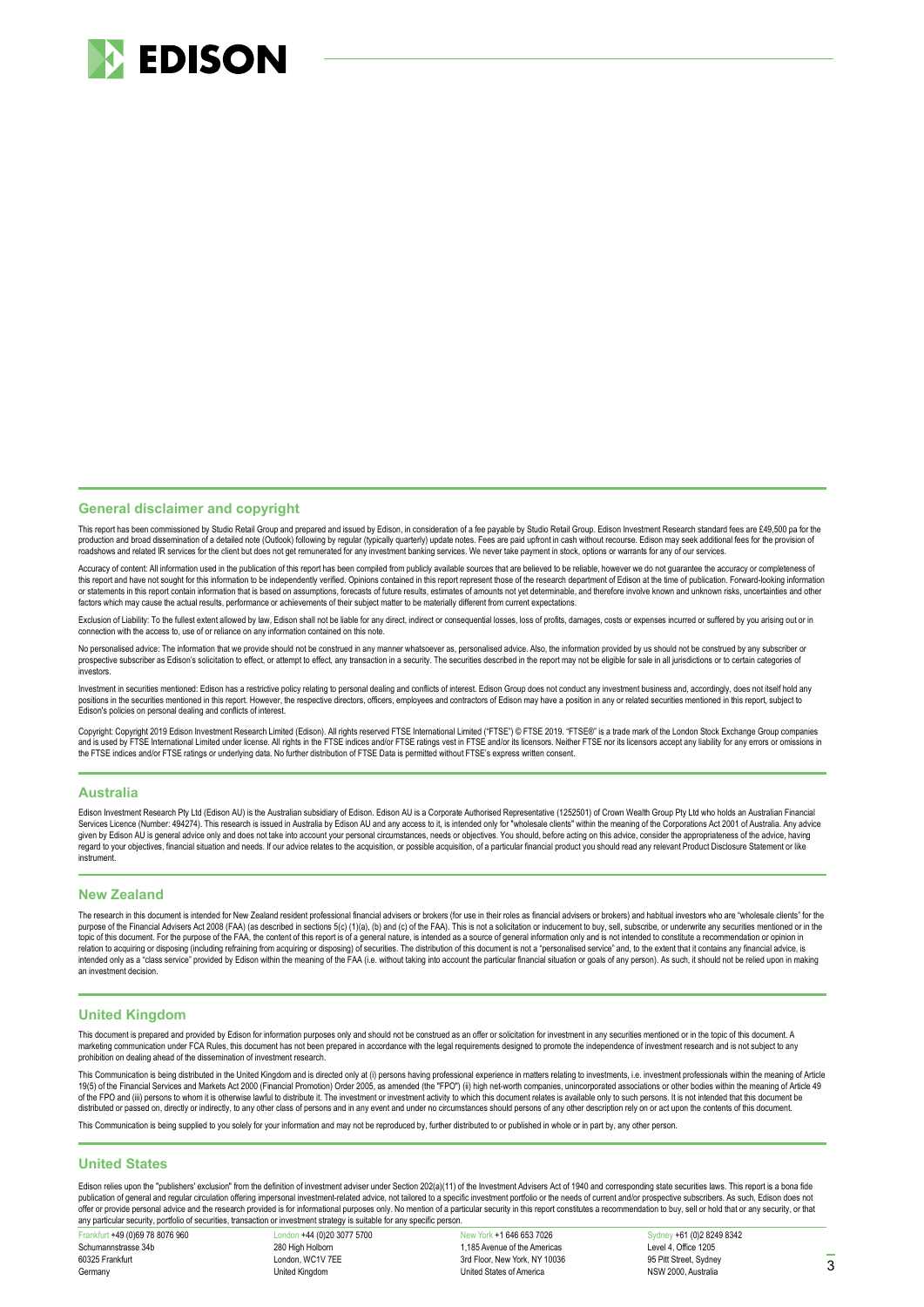## General disclaimer and copyright

This report has been commissioned by Studio Retail Group and prepared and issued by Edison, in consideration of a fee payable by Studio Retail Group. Edison Investment Research standard fees are £49,500 pa for the production and broad dissemination of a detailed note (Outlook) following by regular (typically quarterly) update notes. Fees are paid upfront in cash without recourse. Edison may seek additional fees for the provision of roadshows and related IR services for the client but does not get remunerated for any investment banking services. We never take payment in stock, options or warrants for any of our services.

Accuracy of content: All information used in the publication of this report has been compiled from publicly available sources that are believed to be reliable, however we do not guarantee the accuracy or completeness of this report and have not sought for this information to be independently verified. Opinions contained in this report represent those of the research department of Edison at the time of publication. Forward-looking information or statements in this report contain information that is based on assumptions, forecasts of future results, estimates of amounts not yet determinable, and therefore involve known and unknown risks, uncertainties and other factors which may cause the actual results, performance or achievements of their subject matter to be materially different from current expectations.

Exclusion of Liability: To the fullest extent allowed by law, Edison shall not be liable for any direct, indirect or consequential losses, loss of profits, damages, costs or expenses incurred or suffered by you arising out or in connection with the access to, use of or reliance on any information contained on this note.

No personalised advice: The information that we provide should not be construed in any manner whatsoever as, personalised advice. Also, the information provided by us should not be construed by any subscriber or prospective subscriber as Edison's solicitation to effect, or attempt to effect, any transaction in a security. The securities described in the report may not be eligible for sale in all jurisdictions or to certain categories of investors.

Investment in securities mentioned: Edison has a restrictive policy relating to personal dealing and conflicts of interest. Edison Group does not conduct any investment business and, accordingly, does not itself hold any positions in the securities mentioned in this report. However, the respective directors, officers, employees and contractors of Edison may have a position in any or related securities mentioned in this report, subject to Edison's policies on personal dealing and conflicts of interest.

Copyright: Copyright 2019 Edison Investment Research Limited (Edison). All rights reserved FTSE International Limited ("FTSE") © FTSE 2019. "FTSE®" is a trade mark of the London Stock Exchange Group companies and is used by FTSE International Limited under license. All rights in the FTSE indices and/or FTSE ratings vest in FTSE and/or its licensors. Neither FTSE nor its licensors accept any liability for any errors or omissions in the FTSE indices and/or FTSE ratings or underlying data. No further distribution of FTSE Data is permitted without FTSE's express written consent.

## Australia

Edison Investment Research Pty Ltd (Edison AU) is the Australian subsidiary of Edison. Edison AU is a Corporate Authorised Representative (1252501) of Crown Wealth Group Pty Ltd who holds an Australian Financial Services Licence (Number: 494274). This research is issued in Australia by Edison AU and any access to it, is intended only for "wholesale clients" within the meaning of the Corporations Act 2001 of Australia. Any advice given by Edison AU is general advice only and does not take into account your personal circumstances, needs or objectives. You should, before acting on this advice, consider the appropriateness of the advice, having regard to your objectives, financial situation and needs. If our advice relates to the acquisition, or possible acquisition, of a particular financial product you should read any relevant Product Disclosure Statement or like instrument.

## New Zealand

The research in this document is intended for New Zealand resident professional financial advisers or brokers (for use in their roles as financial advisers or brokers) and habitual investors who are "wholesale clients" for the purpose of the Financial Advisers Act 2008 (FAA) (as described in sections 5(c) (1)(a), (b) and (c) of the FAA). This is not a solicitation or inducement to buy, sell, subscribe, or underwrite any securities mentioned or in the topic of this document. For the purpose of the FAA, the content of this report is of a general nature, is intended as a source of general information only and is not intended to constitute a recommendation or opinion in relation to acquiring or disposing (including refraining from acquiring or disposing) of securities. The distribution of this document is not a "personalised service" and, to the extent that it contains any financial advice, is intended only as a "class service" provided by Edison within the meaning of the FAA (i.e. without taking into account the particular financial situation or goals of any person). As such, it should not be relied upon in making an investment decision.

## United Kingdom

This document is prepared and provided by Edison for information purposes only and should not be construed as an offer or solicitation for investment in any securities mentioned or in the topic of this document. A marketing communication under FCA Rules, this document has not been prepared in accordance with the legal requirements designed to promote the independence of investment research and is not subject to any prohibition on dealing ahead of the dissemination of investment research.

This Communication is being distributed in the United Kingdom and is directed only at (i) persons having professional experience in matters relating to investments, i.e. investment professionals within the meaning of Article 19(5) of the Financial Services and Markets Act 2000 (Financial Promotion) Order 2005, as amended (the "FPO") (ii) high net-worth companies, unincorporated associations or other bodies within the meaning of Article 49 of the FPO and (iii) persons to whom it is otherwise lawful to distribute it. The investment or investment activity to which this document relates is available only to such persons. It is not intended that this document be distributed or passed on, directly or indirectly, to any other class of persons and in any event and under no circumstances should persons of any other description rely on or act upon the contents of this document.

This Communication is being supplied to you solely for your information and may not be reproduced by, further distributed to or published in whole or in part by, any other person.

## United States

Edison relies upon the "publishers' exclusion" from the definition of investment adviser under Section 202(a)(11) of the Investment Advisers Act of 1940 and corresponding state securities laws. This report is a bona fide publication of general and regular circulation offering impersonal investment-related advice, not tailored to a specific investment portfolio or the needs of current and/or prospective subscribers. As such, Edison does not offer or provide personal advice and the research provided is for informational purposes only. No mention of a particular security in this report constitutes a recommendation to buy, sell or hold that or any security, or that any particular security, portfolio of securities, transaction or investment strategy is suitable for any specific person.

Frankfurt +49 (0)69 78 8076 960
Schumannstrasse 34b
60325 Frankfurt
Germany

London +44 (0)20 3077 5700
280 High Holborn
London, WC1V 7EE
United Kingdom

New York +1 646 653 7026
1,185 Avenue of the Americas
3rd Floor, New York, NY 10036
United States of America

Sydney +61 (0)2 8249 8342
Level 4, Office 1205
95 Pitt Street, Sydney
NSW 2000, Australia